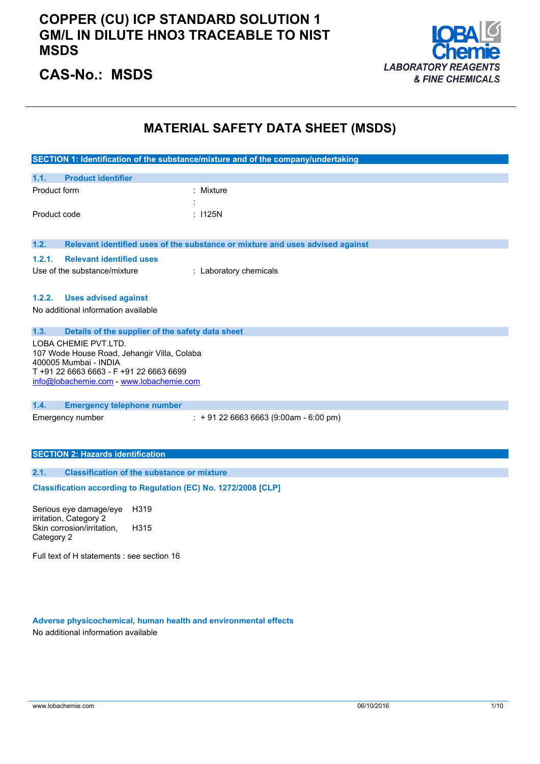# COPPER (CU) ICP STANDARD SOLUTION 1 GM/L IN DILUTE HNO3 TRACEABLE TO NIST MSDS

## CAS-No.: MSDS

LOBA Chemie
*LABORATORY REAGENTS & FINE CHEMICALS*

# MATERIAL SAFETY DATA SHEET (MSDS)

## SECTION 1: Identification of the substance/mixture and of the company/undertaking

### 1.1. Product identifier

Product form : Mixture
:
Product code : I125N

### 1.2. Relevant identified uses of the substance or mixture and uses advised against

#### 1.2.1. Relevant identified uses

Use of the substance/mixture : Laboratory chemicals

#### 1.2.2. Uses advised against

No additional information available

### 1.3. Details of the supplier of the safety data sheet

LOBA CHEMIE PVT.LTD.
107 Wode House Road, Jehangir Villa, Colaba
400005 Mumbai - INDIA
T +91 22 6663 6663 - F +91 22 6663 6699
info@lobachemie.com - www.lobachemie.com

### 1.4. Emergency telephone number

Emergency number : + 91 22 6663 6663 (9:00am - 6:00 pm)

## SECTION 2: Hazards identification

### 2.1. Classification of the substance or mixture

**Classification according to Regulation (EC) No. 1272/2008 [CLP]**

| | |
|---|---|
| Serious eye damage/eye irritation, Category 2 | H319 |
| Skin corrosion/irritation, Category 2 | H315 |

Full text of H statements : see section 16

**Adverse physicochemical, human health and environmental effects**

No additional information available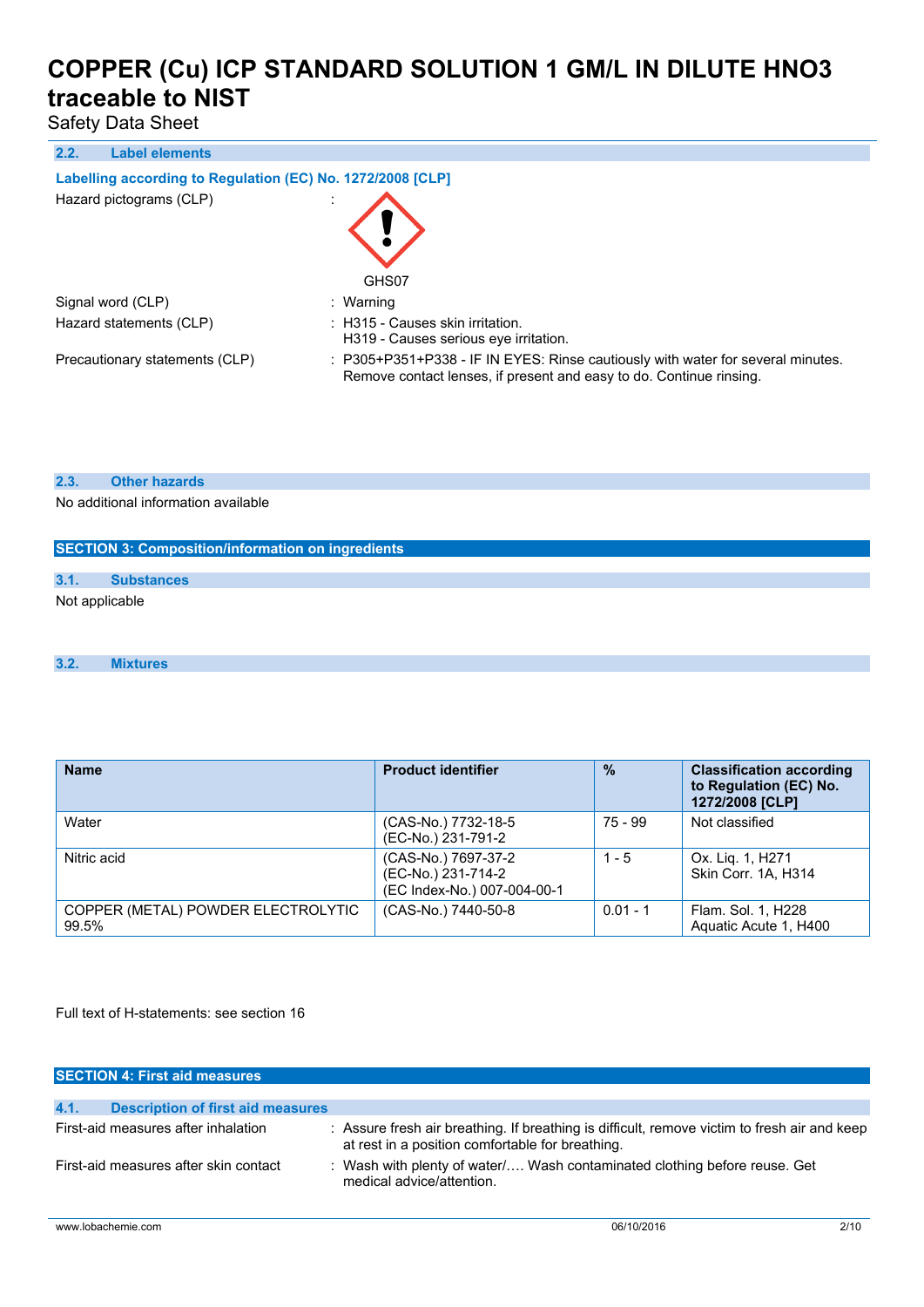### 2.2. Label elements

**Labelling according to Regulation (EC) No. 1272/2008 [CLP]**

Hazard pictograms (CLP) :

GHS07

Signal word (CLP) : Warning

Hazard statements (CLP) : H315 - Causes skin irritation.
H319 - Causes serious eye irritation.

Precautionary statements (CLP) : P305+P351+P338 - IF IN EYES: Rinse cautiously with water for several minutes. Remove contact lenses, if present and easy to do. Continue rinsing.

### 2.3. Other hazards

No additional information available

## SECTION 3: Composition/information on ingredients

### 3.1. Substances

Not applicable

### 3.2. Mixtures

| Name | Product identifier | % | Classification according to Regulation (EC) No. 1272/2008 [CLP] |
|---|---|---|---|
| Water | (CAS-No.) 7732-18-5<br>(EC-No.) 231-791-2 | 75 - 99 | Not classified |
| Nitric acid | (CAS-No.) 7697-37-2<br>(EC-No.) 231-714-2<br>(EC Index-No.) 007-004-00-1 | 1 - 5 | Ox. Liq. 1, H271<br>Skin Corr. 1A, H314 |
| COPPER (METAL) POWDER ELECTROLYTIC 99.5% | (CAS-No.) 7440-50-8 | 0.01 - 1 | Flam. Sol. 1, H228<br>Aquatic Acute 1, H400 |

Full text of H-statements: see section 16

## SECTION 4: First aid measures

### 4.1. Description of first aid measures

First-aid measures after inhalation : Assure fresh air breathing. If breathing is difficult, remove victim to fresh air and keep at rest in a position comfortable for breathing.

First-aid measures after skin contact : Wash with plenty of water/…. Wash contaminated clothing before reuse. Get medical advice/attention.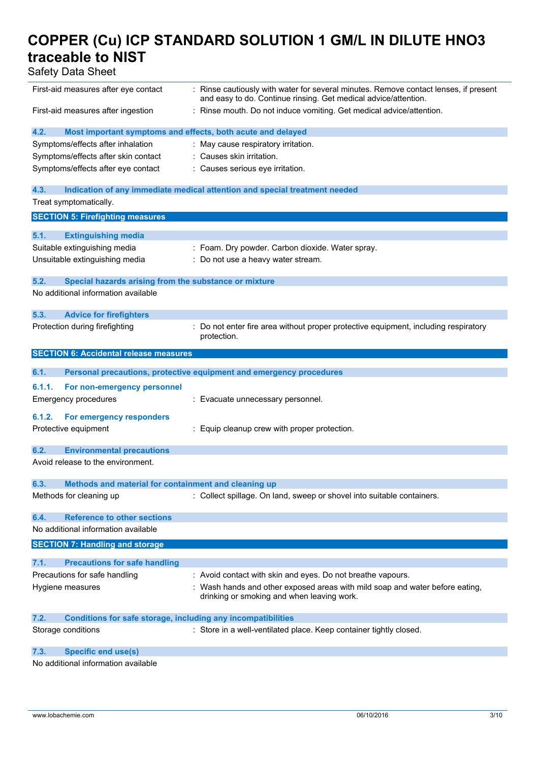| | |
|---|---|
| First-aid measures after eye contact | : Rinse cautiously with water for several minutes. Remove contact lenses, if present and easy to do. Continue rinsing. Get medical advice/attention. |
| First-aid measures after ingestion | : Rinse mouth. Do not induce vomiting. Get medical advice/attention. |

### 4.2. Most important symptoms and effects, both acute and delayed

| | |
|---|---|
| Symptoms/effects after inhalation | : May cause respiratory irritation. |
| Symptoms/effects after skin contact | : Causes skin irritation. |
| Symptoms/effects after eye contact | : Causes serious eye irritation. |

### 4.3. Indication of any immediate medical attention and special treatment needed

Treat symptomatically.

## SECTION 5: Firefighting measures

### 5.1. Extinguishing media

| | |
|---|---|
| Suitable extinguishing media | : Foam. Dry powder. Carbon dioxide. Water spray. |
| Unsuitable extinguishing media | : Do not use a heavy water stream. |

### 5.2. Special hazards arising from the substance or mixture

No additional information available

### 5.3. Advice for firefighters

| | |
|---|---|
| Protection during firefighting | : Do not enter fire area without proper protective equipment, including respiratory protection. |

## SECTION 6: Accidental release measures

### 6.1. Personal precautions, protective equipment and emergency procedures

#### 6.1.1. For non-emergency personnel

| | |
|---|---|
| Emergency procedures | : Evacuate unnecessary personnel. |

#### 6.1.2. For emergency responders

| | |
|---|---|
| Protective equipment | : Equip cleanup crew with proper protection. |

### 6.2. Environmental precautions

Avoid release to the environment.

### 6.3. Methods and material for containment and cleaning up

| | |
|---|---|
| Methods for cleaning up | : Collect spillage. On land, sweep or shovel into suitable containers. |

### 6.4. Reference to other sections

No additional information available

## SECTION 7: Handling and storage

### 7.1. Precautions for safe handling

| | |
|---|---|
| Precautions for safe handling | : Avoid contact with skin and eyes. Do not breathe vapours. |
| Hygiene measures | : Wash hands and other exposed areas with mild soap and water before eating, drinking or smoking and when leaving work. |

### 7.2. Conditions for safe storage, including any incompatibilities

| | |
|---|---|
| Storage conditions | : Store in a well-ventilated place. Keep container tightly closed. |

### 7.3. Specific end use(s)

No additional information available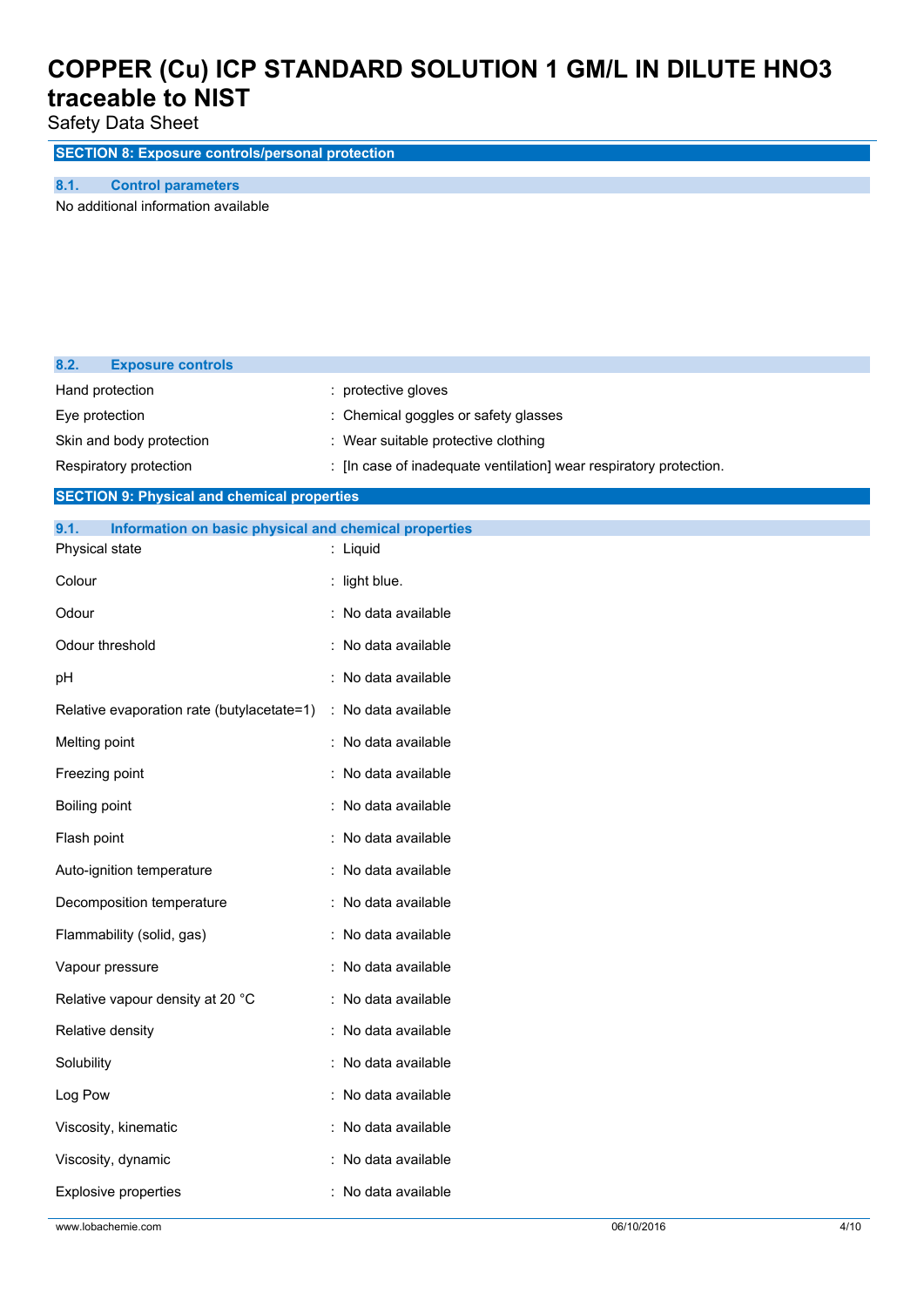## SECTION 8: Exposure controls/personal protection

### 8.1. Control parameters

No additional information available

### 8.2. Exposure controls

| | |
|---|---|
| Hand protection | : protective gloves |
| Eye protection | : Chemical goggles or safety glasses |
| Skin and body protection | : Wear suitable protective clothing |
| Respiratory protection | : [In case of inadequate ventilation] wear respiratory protection. |

## SECTION 9: Physical and chemical properties

### 9.1. Information on basic physical and chemical properties

| | |
|---|---|
| Physical state | : Liquid |
| Colour | : light blue. |
| Odour | : No data available |
| Odour threshold | : No data available |
| pH | : No data available |
| Relative evaporation rate (butylacetate=1) | : No data available |
| Melting point | : No data available |
| Freezing point | : No data available |
| Boiling point | : No data available |
| Flash point | : No data available |
| Auto-ignition temperature | : No data available |
| Decomposition temperature | : No data available |
| Flammability (solid, gas) | : No data available |
| Vapour pressure | : No data available |
| Relative vapour density at 20 °C | : No data available |
| Relative density | : No data available |
| Solubility | : No data available |
| Log Pow | : No data available |
| Viscosity, kinematic | : No data available |
| Viscosity, dynamic | : No data available |
| Explosive properties | : No data available |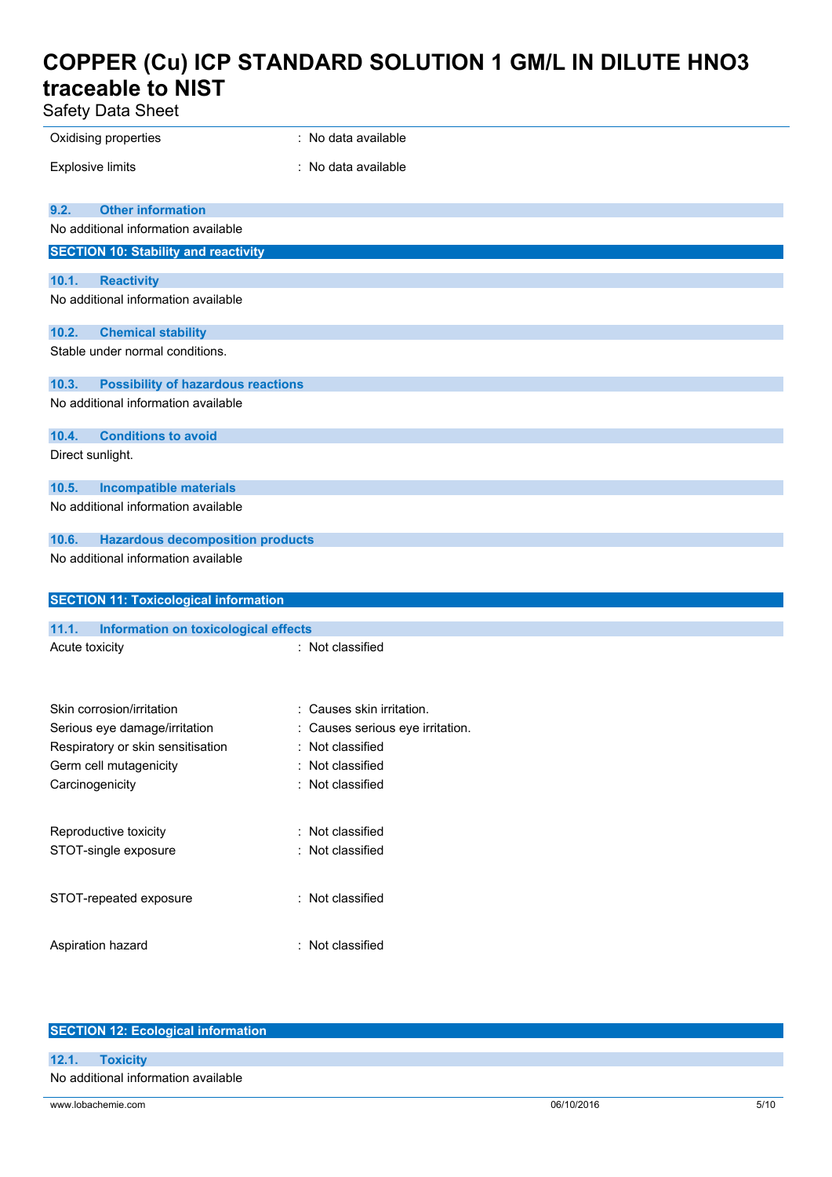Oxidising properties : No data available

Explosive limits : No data available

### 9.2. Other information

No additional information available

## SECTION 10: Stability and reactivity

### 10.1. Reactivity

No additional information available

### 10.2. Chemical stability

Stable under normal conditions.

### 10.3. Possibility of hazardous reactions

No additional information available

### 10.4. Conditions to avoid

Direct sunlight.

### 10.5. Incompatible materials

No additional information available

### 10.6. Hazardous decomposition products

No additional information available

## SECTION 11: Toxicological information

### 11.1. Information on toxicological effects

Acute toxicity : Not classified

Skin corrosion/irritation : Causes skin irritation.

Serious eye damage/irritation : Causes serious eye irritation.

Respiratory or skin sensitisation : Not classified

Germ cell mutagenicity : Not classified

Carcinogenicity : Not classified

Reproductive toxicity : Not classified

STOT-single exposure : Not classified

STOT-repeated exposure : Not classified

Aspiration hazard : Not classified

## SECTION 12: Ecological information

### 12.1. Toxicity

No additional information available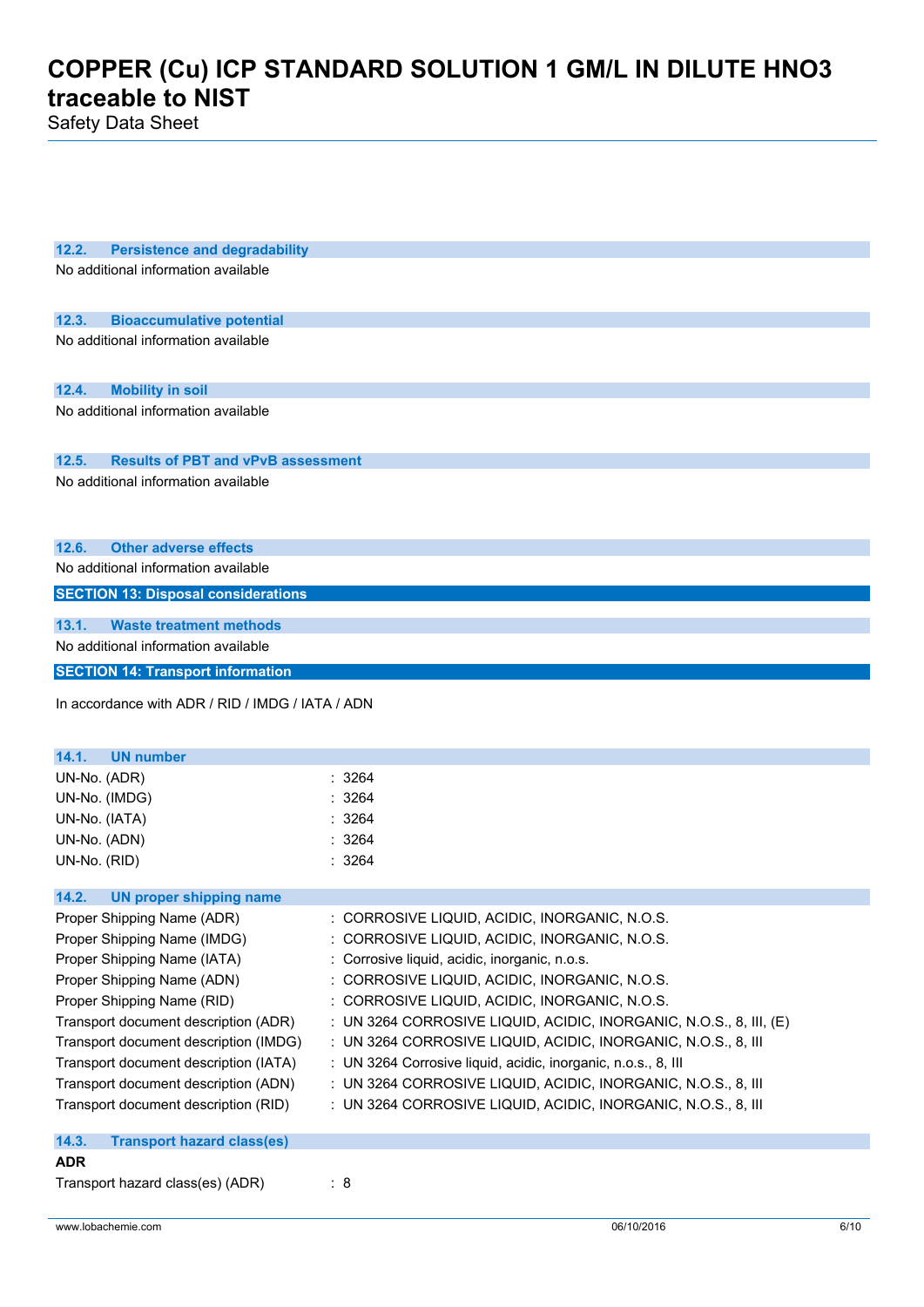### 12.2. Persistence and degradability

No additional information available

### 12.3. Bioaccumulative potential

No additional information available

### 12.4. Mobility in soil

No additional information available

### 12.5. Results of PBT and vPvB assessment

No additional information available

### 12.6. Other adverse effects

No additional information available

## SECTION 13: Disposal considerations

### 13.1. Waste treatment methods

No additional information available

## SECTION 14: Transport information

In accordance with ADR / RID / IMDG / IATA / ADN

### 14.1. UN number

| | |
|---|---|
| UN-No. (ADR) | : 3264 |
| UN-No. (IMDG) | : 3264 |
| UN-No. (IATA) | : 3264 |
| UN-No. (ADN) | : 3264 |
| UN-No. (RID) | : 3264 |

### 14.2. UN proper shipping name

| | |
|---|---|
| Proper Shipping Name (ADR) | : CORROSIVE LIQUID, ACIDIC, INORGANIC, N.O.S. |
| Proper Shipping Name (IMDG) | : CORROSIVE LIQUID, ACIDIC, INORGANIC, N.O.S. |
| Proper Shipping Name (IATA) | : Corrosive liquid, acidic, inorganic, n.o.s. |
| Proper Shipping Name (ADN) | : CORROSIVE LIQUID, ACIDIC, INORGANIC, N.O.S. |
| Proper Shipping Name (RID) | : CORROSIVE LIQUID, ACIDIC, INORGANIC, N.O.S. |
| Transport document description (ADR) | : UN 3264 CORROSIVE LIQUID, ACIDIC, INORGANIC, N.O.S., 8, III, (E) |
| Transport document description (IMDG) | : UN 3264 CORROSIVE LIQUID, ACIDIC, INORGANIC, N.O.S., 8, III |
| Transport document description (IATA) | : UN 3264 Corrosive liquid, acidic, inorganic, n.o.s., 8, III |
| Transport document description (ADN) | : UN 3264 CORROSIVE LIQUID, ACIDIC, INORGANIC, N.O.S., 8, III |
| Transport document description (RID) | : UN 3264 CORROSIVE LIQUID, ACIDIC, INORGANIC, N.O.S., 8, III |

### 14.3. Transport hazard class(es)

**ADR**

| | |
|---|---|
| Transport hazard class(es) (ADR) | : 8 |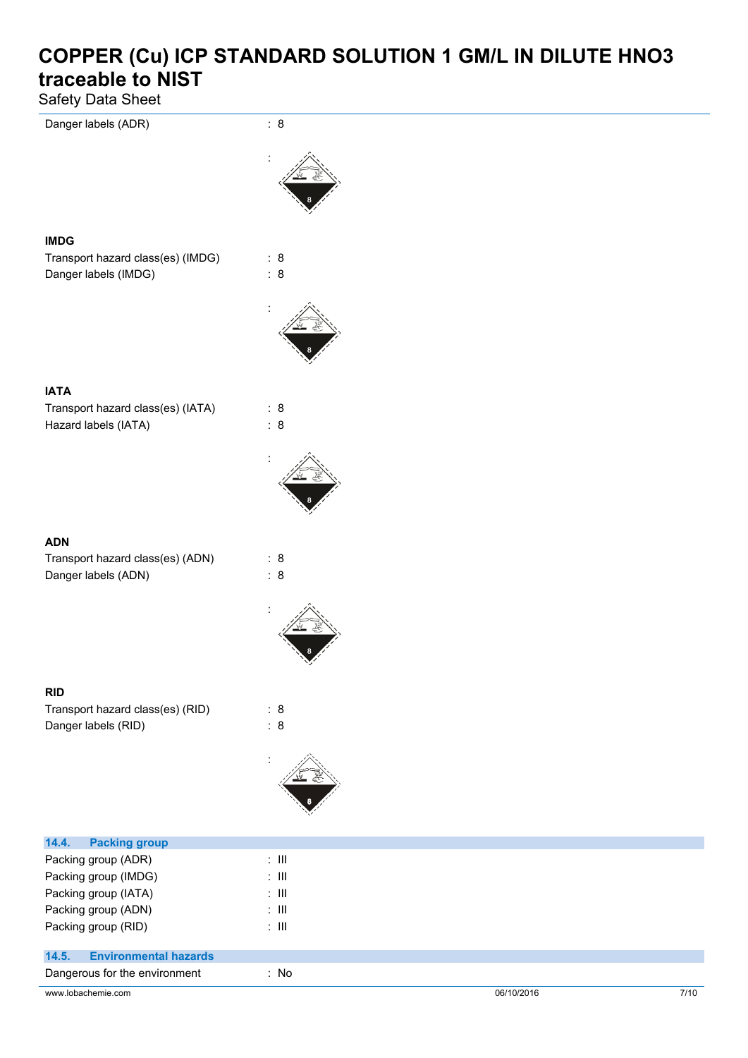Danger labels (ADR) : 8

:

**IMDG**

Transport hazard class(es) (IMDG) : 8

Danger labels (IMDG) : 8

:

**IATA**

Transport hazard class(es) (IATA) : 8

Hazard labels (IATA) : 8

:

**ADN**

Transport hazard class(es) (ADN) : 8

Danger labels (ADN) : 8

:

**RID**

Transport hazard class(es) (RID) : 8

Danger labels (RID) : 8

:

### 14.4. Packing group

Packing group (ADR) : III

Packing group (IMDG) : III

Packing group (IATA) : III

Packing group (ADN) : III

Packing group (RID) : III

### 14.5. Environmental hazards

Dangerous for the environment : No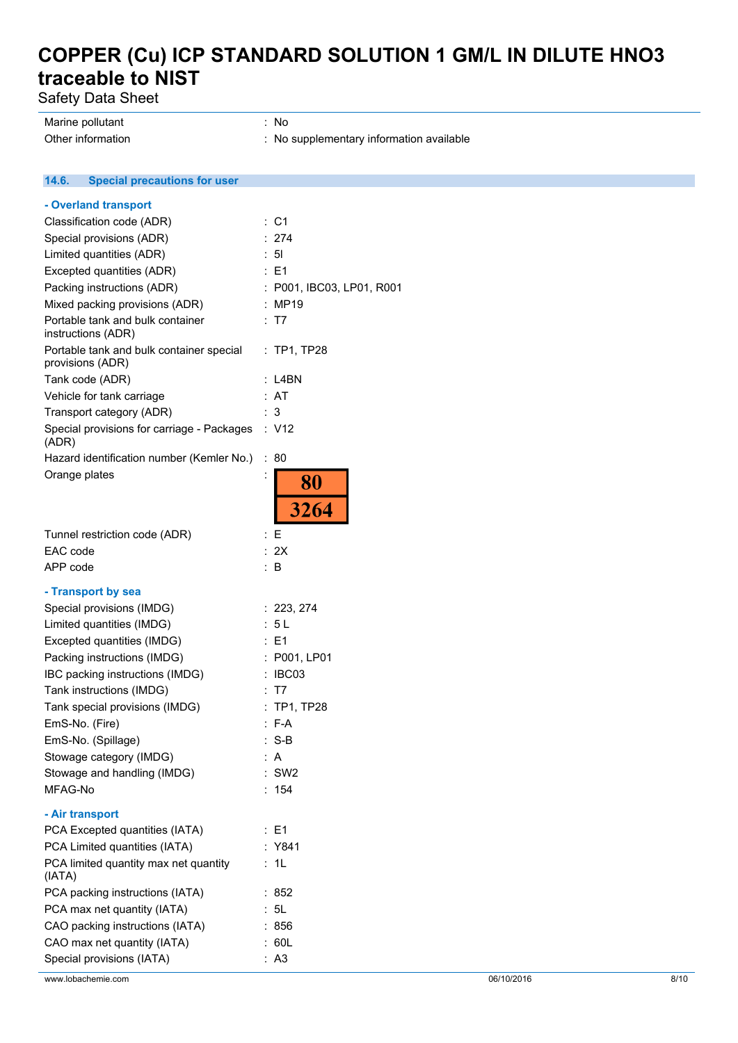| | |
|---|---|
| Marine pollutant | : No |
| Other information | : No supplementary information available |

### 14.6. Special precautions for user

**- Overland transport**

| | |
|---|---|
| Classification code (ADR) | : C1 |
| Special provisions (ADR) | : 274 |
| Limited quantities (ADR) | : 5l |
| Excepted quantities (ADR) | : E1 |
| Packing instructions (ADR) | : P001, IBC03, LP01, R001 |
| Mixed packing provisions (ADR) | : MP19 |
| Portable tank and bulk container instructions (ADR) | : T7 |
| Portable tank and bulk container special provisions (ADR) | : TP1, TP28 |
| Tank code (ADR) | : L4BN |
| Vehicle for tank carriage | : AT |
| Transport category (ADR) | : 3 |
| Special provisions for carriage - Packages (ADR) | : V12 |
| Hazard identification number (Kemler No.) | : 80 |
| Orange plates | : 80 / 3264 |
| Tunnel restriction code (ADR) | : E |
| EAC code | : 2X |
| APP code | : B |

**- Transport by sea**

| | |
|---|---|
| Special provisions (IMDG) | : 223, 274 |
| Limited quantities (IMDG) | : 5 L |
| Excepted quantities (IMDG) | : E1 |
| Packing instructions (IMDG) | : P001, LP01 |
| IBC packing instructions (IMDG) | : IBC03 |
| Tank instructions (IMDG) | : T7 |
| Tank special provisions (IMDG) | : TP1, TP28 |
| EmS-No. (Fire) | : F-A |
| EmS-No. (Spillage) | : S-B |
| Stowage category (IMDG) | : A |
| Stowage and handling (IMDG) | : SW2 |
| MFAG-No | : 154 |

**- Air transport**

| | |
|---|---|
| PCA Excepted quantities (IATA) | : E1 |
| PCA Limited quantities (IATA) | : Y841 |
| PCA limited quantity max net quantity (IATA) | : 1L |
| PCA packing instructions (IATA) | : 852 |
| PCA max net quantity (IATA) | : 5L |
| CAO packing instructions (IATA) | : 856 |
| CAO max net quantity (IATA) | : 60L |
| Special provisions (IATA) | : A3 |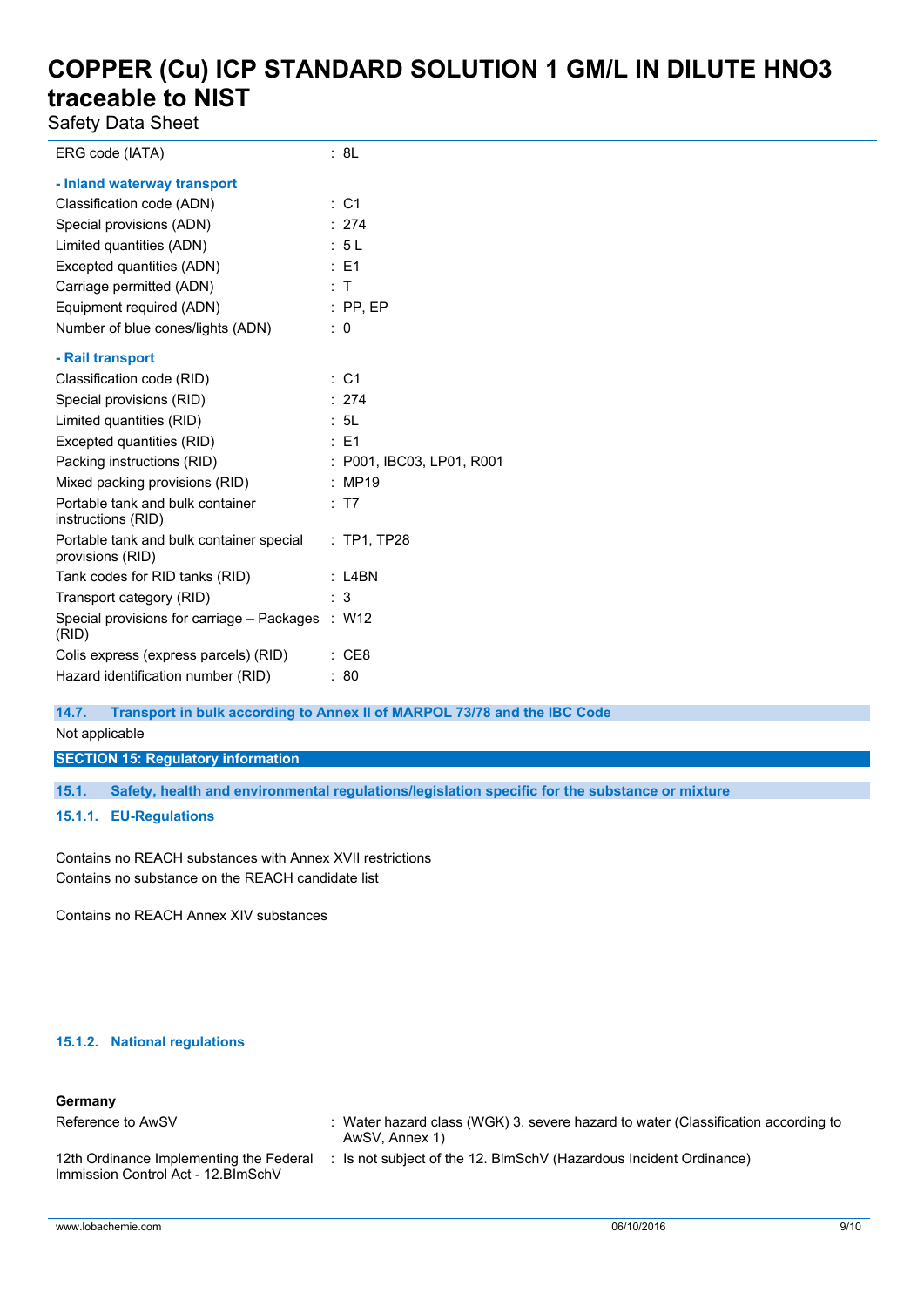| | |
|---|---|
| ERG code (IATA) | : 8L |

**- Inland waterway transport**

| | |
|---|---|
| Classification code (ADN) | : C1 |
| Special provisions (ADN) | : 274 |
| Limited quantities (ADN) | : 5 L |
| Excepted quantities (ADN) | : E1 |
| Carriage permitted (ADN) | : T |
| Equipment required (ADN) | : PP, EP |
| Number of blue cones/lights (ADN) | : 0 |

**- Rail transport**

| | |
|---|---|
| Classification code (RID) | : C1 |
| Special provisions (RID) | : 274 |
| Limited quantities (RID) | : 5L |
| Excepted quantities (RID) | : E1 |
| Packing instructions (RID) | : P001, IBC03, LP01, R001 |
| Mixed packing provisions (RID) | : MP19 |
| Portable tank and bulk container instructions (RID) | : T7 |
| Portable tank and bulk container special provisions (RID) | : TP1, TP28 |
| Tank codes for RID tanks (RID) | : L4BN |
| Transport category (RID) | : 3 |
| Special provisions for carriage – Packages (RID) | : W12 |
| Colis express (express parcels) (RID) | : CE8 |
| Hazard identification number (RID) | : 80 |

### 14.7. Transport in bulk according to Annex II of MARPOL 73/78 and the IBC Code

Not applicable

## SECTION 15: Regulatory information

### 15.1. Safety, health and environmental regulations/legislation specific for the substance or mixture

#### 15.1.1. EU-Regulations

Contains no REACH substances with Annex XVII restrictions
Contains no substance on the REACH candidate list

Contains no REACH Annex XIV substances

#### 15.1.2. National regulations

**Germany**

| | |
|---|---|
| Reference to AwSV | : Water hazard class (WGK) 3, severe hazard to water (Classification according to AwSV, Annex 1) |
| 12th Ordinance Implementing the Federal Immission Control Act - 12.BImSchV | : Is not subject of the 12. BlmSchV (Hazardous Incident Ordinance) |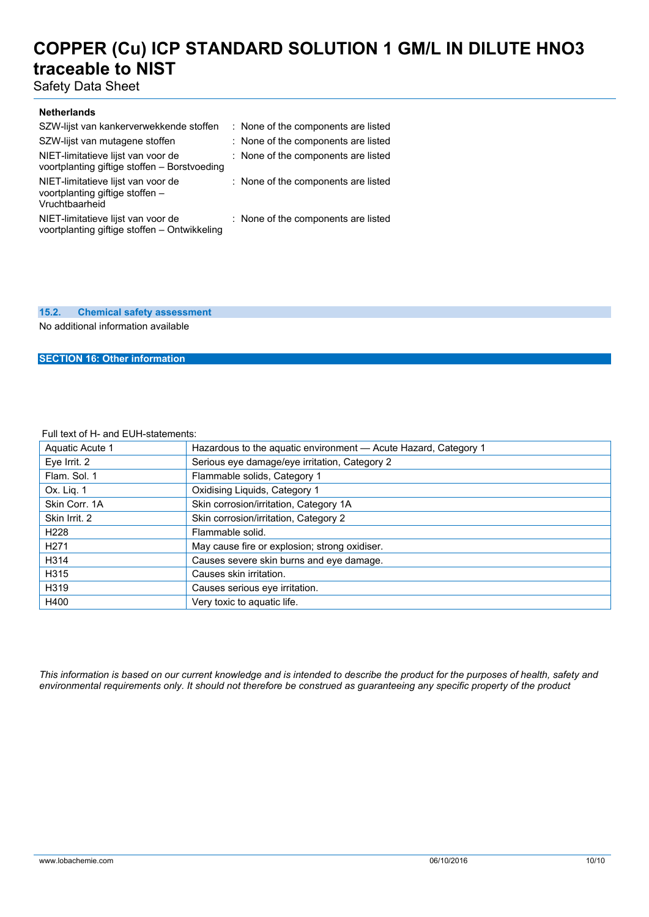**Netherlands**

| | |
|---|---|
| SZW-lijst van kankerverwekkende stoffen | : None of the components are listed |
| SZW-lijst van mutagene stoffen | : None of the components are listed |
| NIET-limitatieve lijst van voor de voortplanting giftige stoffen – Borstvoeding | : None of the components are listed |
| NIET-limitatieve lijst van voor de voortplanting giftige stoffen – Vruchtbaarheid | : None of the components are listed |
| NIET-limitatieve lijst van voor de voortplanting giftige stoffen – Ontwikkeling | : None of the components are listed |

### 15.2. Chemical safety assessment

No additional information available

## SECTION 16: Other information

Full text of H- and EUH-statements:

| | |
|---|---|
| Aquatic Acute 1 | Hazardous to the aquatic environment — Acute Hazard, Category 1 |
| Eye Irrit. 2 | Serious eye damage/eye irritation, Category 2 |
| Flam. Sol. 1 | Flammable solids, Category 1 |
| Ox. Liq. 1 | Oxidising Liquids, Category 1 |
| Skin Corr. 1A | Skin corrosion/irritation, Category 1A |
| Skin Irrit. 2 | Skin corrosion/irritation, Category 2 |
| H228 | Flammable solid. |
| H271 | May cause fire or explosion; strong oxidiser. |
| H314 | Causes severe skin burns and eye damage. |
| H315 | Causes skin irritation. |
| H319 | Causes serious eye irritation. |
| H400 | Very toxic to aquatic life. |

*This information is based on our current knowledge and is intended to describe the product for the purposes of health, safety and environmental requirements only. It should not therefore be construed as guaranteeing any specific property of the product*